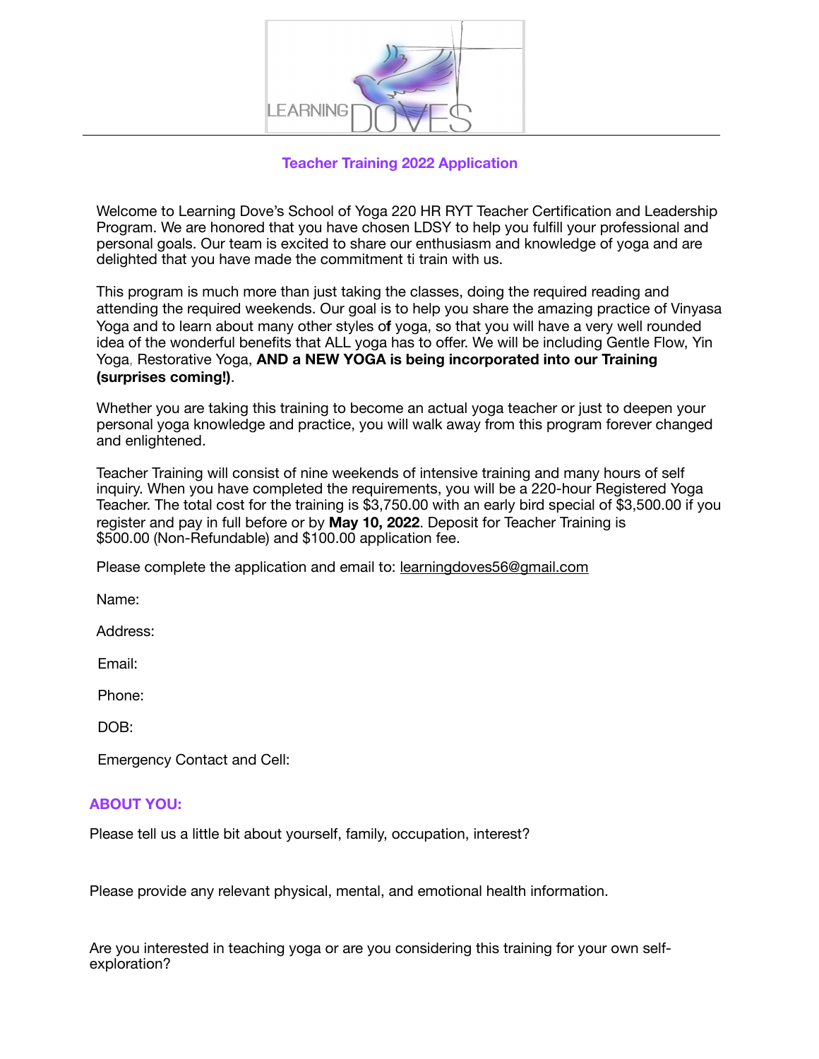LEARNING DOVES

## Teacher Training 2022 Application

Welcome to Learning Dove's School of Yoga 220 HR RYT Teacher Certification and Leadership Program. We are honored that you have chosen LDSY to help you fulfill your professional and personal goals. Our team is excited to share our enthusiasm and knowledge of yoga and are delighted that you have made the commitment ti train with us.

This program is much more than just taking the classes, doing the required reading and attending the required weekends. Our goal is to help you share the amazing practice of Vinyasa Yoga and to learn about many other styles of yoga, so that you will have a very well rounded idea of the wonderful benefits that ALL yoga has to offer. We will be including Gentle Flow, Yin Yoga, Restorative Yoga, **AND a NEW YOGA is being incorporated into our Training (surprises coming!)**.

Whether you are taking this training to become an actual yoga teacher or just to deepen your personal yoga knowledge and practice, you will walk away from this program forever changed and enlightened.

Teacher Training will consist of nine weekends of intensive training and many hours of self inquiry. When you have completed the requirements, you will be a 220-hour Registered Yoga Teacher. The total cost for the training is $3,750.00 with an early bird special of $3,500.00 if you register and pay in full before or by **May 10, 2022**. Deposit for Teacher Training is $500.00 (Non-Refundable) and $100.00 application fee.

Please complete the application and email to: learningdoves56@gmail.com

Name:

Address:

Email:

Phone:

DOB:

Emergency Contact and Cell:

### ABOUT YOU:

Please tell us a little bit about yourself, family, occupation, interest?

Please provide any relevant physical, mental, and emotional health information.

Are you interested in teaching yoga or are you considering this training for your own self-exploration?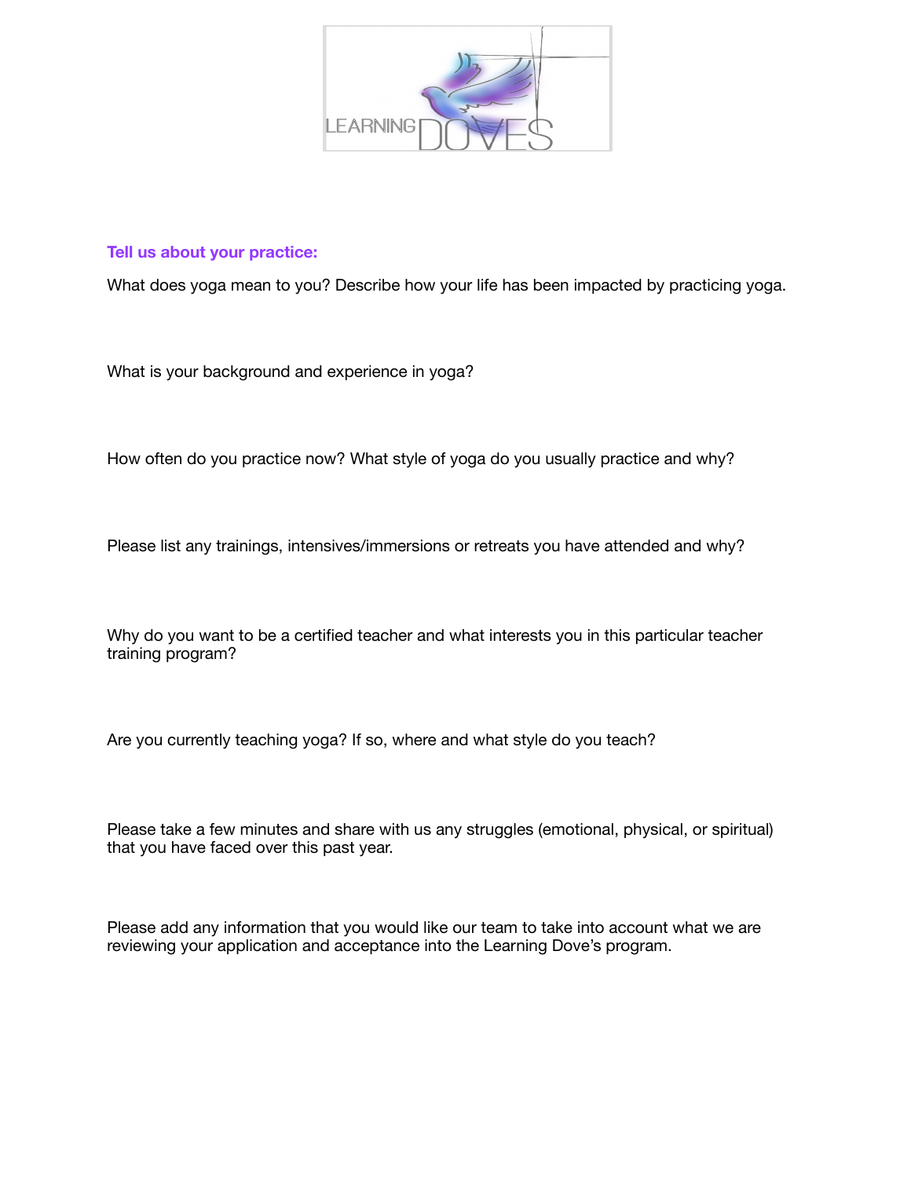## Tell us about your practice:

What does yoga mean to you? Describe how your life has been impacted by practicing yoga.

What is your background and experience in yoga?

How often do you practice now? What style of yoga do you usually practice and why?

Please list any trainings, intensives/immersions or retreats you have attended and why?

Why do you want to be a certified teacher and what interests you in this particular teacher training program?

Are you currently teaching yoga? If so, where and what style do you teach?

Please take a few minutes and share with us any struggles (emotional, physical, or spiritual) that you have faced over this past year.

Please add any information that you would like our team to take into account what we are reviewing your application and acceptance into the Learning Dove's program.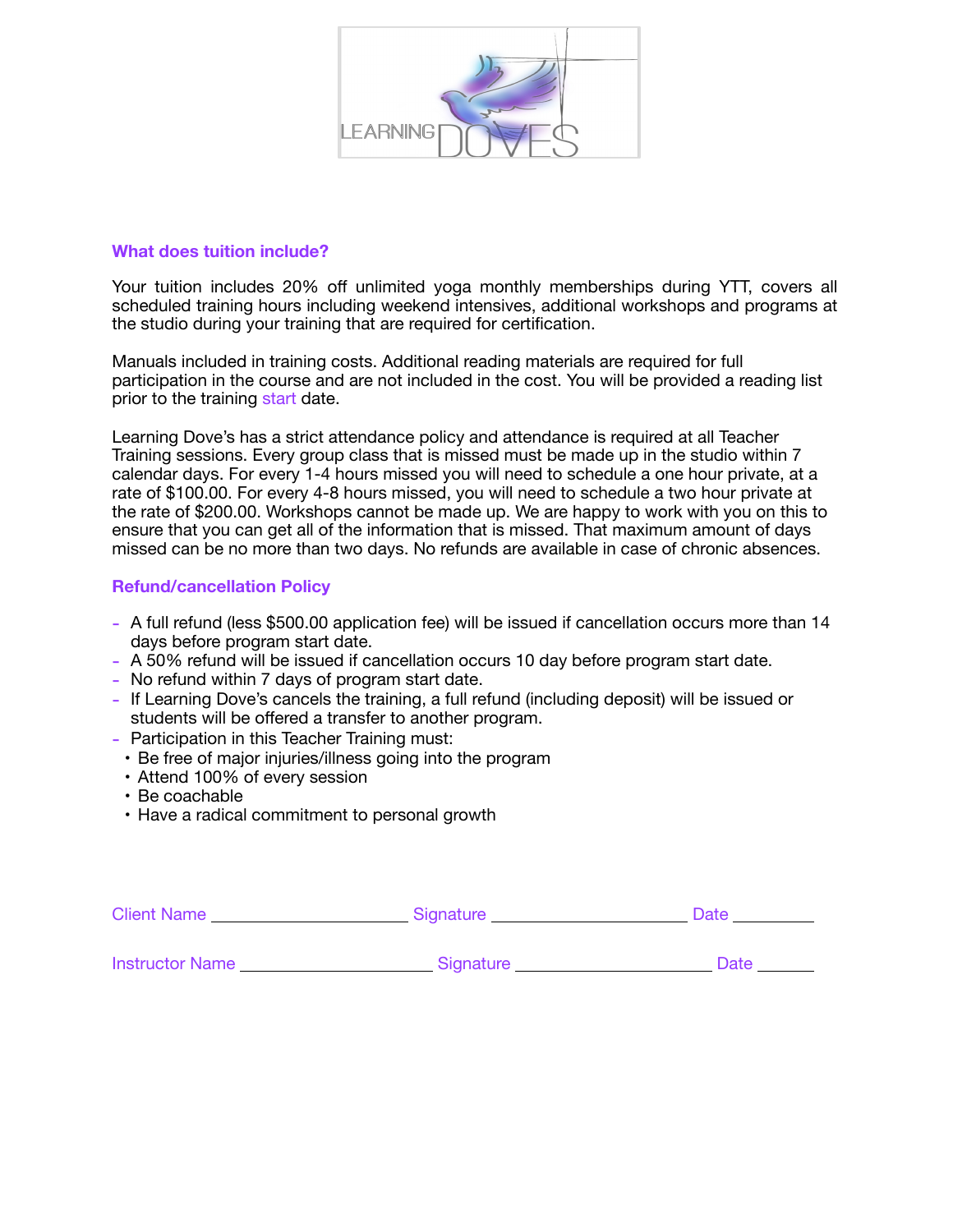LEARNING DOVES

### What does tuition include?

Your tuition includes 20% off unlimited yoga monthly memberships during YTT, covers all scheduled training hours including weekend intensives, additional workshops and programs at the studio during your training that are required for certification.

Manuals included in training costs. Additional reading materials are required for full participation in the course and are not included in the cost. You will be provided a reading list prior to the training start date.

Learning Dove's has a strict attendance policy and attendance is required at all Teacher Training sessions. Every group class that is missed must be made up in the studio within 7 calendar days. For every 1-4 hours missed you will need to schedule a one hour private, at a rate of $100.00. For every 4-8 hours missed, you will need to schedule a two hour private at the rate of $200.00. Workshops cannot be made up. We are happy to work with you on this to ensure that you can get all of the information that is missed. That maximum amount of days missed can be no more than two days. No refunds are available in case of chronic absences.

### Refund/cancellation Policy

- A full refund (less $500.00 application fee) will be issued if cancellation occurs more than 14 days before program start date.
- A 50% refund will be issued if cancellation occurs 10 day before program start date.
- No refund within 7 days of program start date.
- If Learning Dove's cancels the training, a full refund (including deposit) will be issued or students will be offered a transfer to another program.
- Participation in this Teacher Training must:
  - Be free of major injuries/illness going into the program
  - Attend 100% of every session
  - Be coachable
  - Have a radical commitment to personal growth

Client Name ____________________ Signature ____________________ Date __________

Instructor Name ____________________ Signature ____________________ Date __________